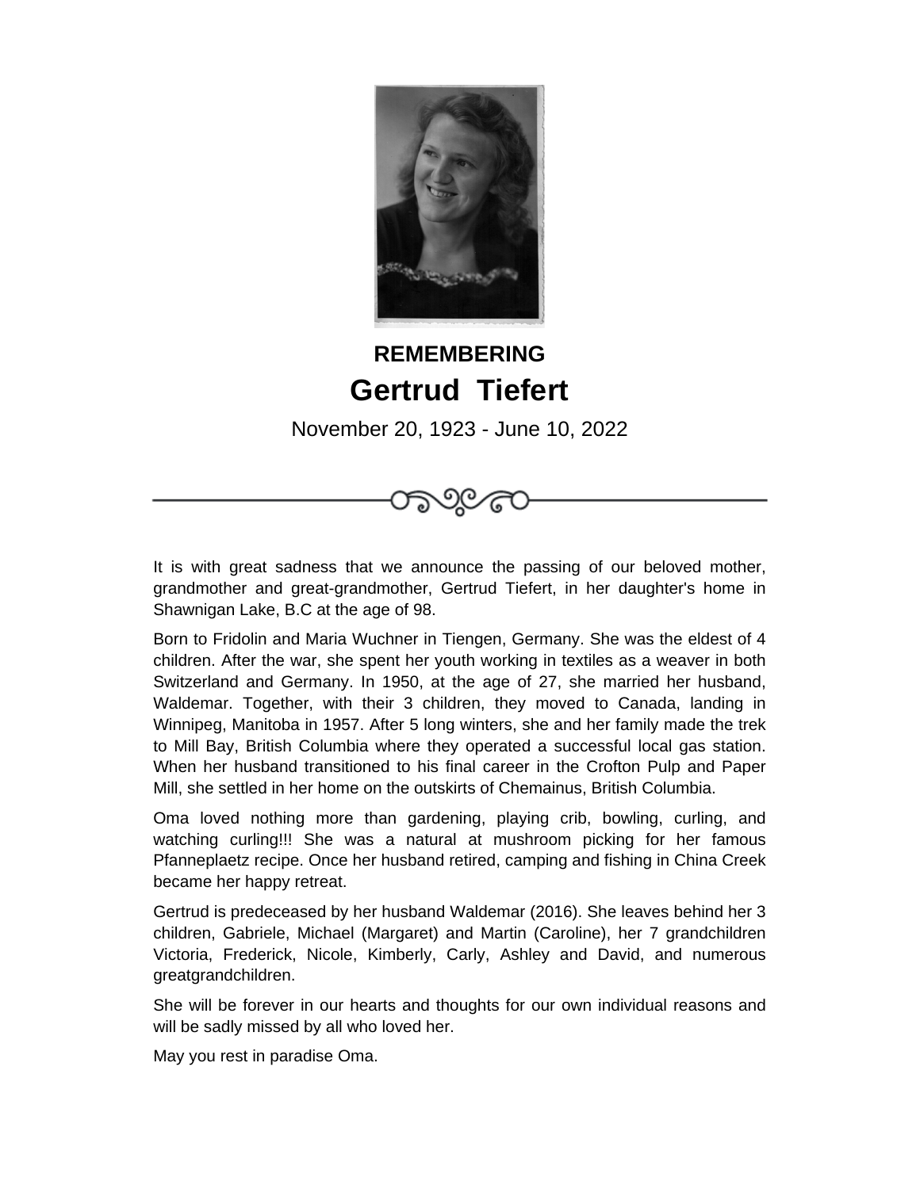**REMEMBERING**

# Gertrud Tiefert

November 20, 1923 - June 10, 2022

It is with great sadness that we announce the passing of our beloved mother, grandmother and great-grandmother, Gertrud Tiefert, in her daughter's home in Shawnigan Lake, B.C at the age of 98.

Born to Fridolin and Maria Wuchner in Tiengen, Germany. She was the eldest of 4 children. After the war, she spent her youth working in textiles as a weaver in both Switzerland and Germany. In 1950, at the age of 27, she married her husband, Waldemar. Together, with their 3 children, they moved to Canada, landing in Winnipeg, Manitoba in 1957. After 5 long winters, she and her family made the trek to Mill Bay, British Columbia where they operated a successful local gas station. When her husband transitioned to his final career in the Crofton Pulp and Paper Mill, she settled in her home on the outskirts of Chemainus, British Columbia.

Oma loved nothing more than gardening, playing crib, bowling, curling, and watching curling!!! She was a natural at mushroom picking for her famous Pfanneplaetz recipe. Once her husband retired, camping and fishing in China Creek became her happy retreat.

Gertrud is predeceased by her husband Waldemar (2016). She leaves behind her 3 children, Gabriele, Michael (Margaret) and Martin (Caroline), her 7 grandchildren Victoria, Frederick, Nicole, Kimberly, Carly, Ashley and David, and numerous greatgrandchildren.

She will be forever in our hearts and thoughts for our own individual reasons and will be sadly missed by all who loved her.

May you rest in paradise Oma.